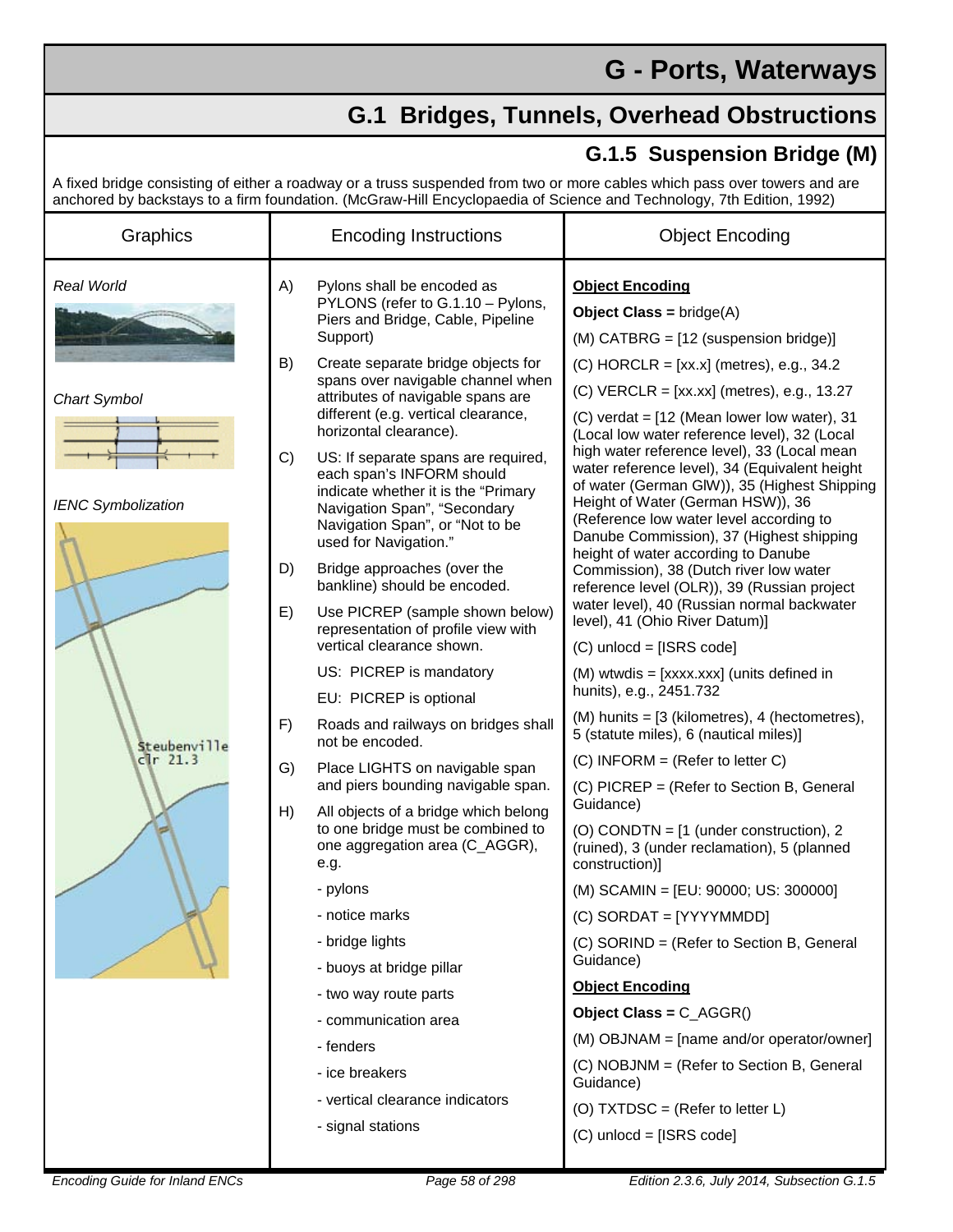# G - Ports, Waterways

## G.1 Bridges, Tunnels, Overhead Obstructions

### G.1.5 Suspension Bridge (M)

A fixed bridge consisting of either a roadway or a truss suspended from two or more cables which pass over towers and are anchored by backstays to a firm foundation. (McGraw-Hill Encyclopaedia of Science and Technology, 7th Edition, 1992)

| Graphics | Encoding Instructions | Object Encoding |
|---|---|---|
| *Real World*<br><br>*Chart Symbol*<br><br>*IENC Symbolization*<br><br>Steubenville<br>clr 21.3 | A) Pylons shall be encoded as PYLONS (refer to G.1.10 – Pylons, Piers and Bridge, Cable, Pipeline Support)<br><br>B) Create separate bridge objects for spans over navigable channel when attributes of navigable spans are different (e.g. vertical clearance, horizontal clearance).<br><br>C) US: If separate spans are required, each span's INFORM should indicate whether it is the "Primary Navigation Span", "Secondary Navigation Span", or "Not to be used for Navigation."<br><br>D) Bridge approaches (over the bankline) should be encoded.<br><br>E) Use PICREP (sample shown below) representation of profile view with vertical clearance shown.<br>US: PICREP is mandatory<br>EU: PICREP is optional<br><br>F) Roads and railways on bridges shall not be encoded.<br><br>G) Place LIGHTS on navigable span and piers bounding navigable span.<br><br>H) All objects of a bridge which belong to one bridge must be combined to one aggregation area (C_AGGR), e.g.<br>- pylons<br>- notice marks<br>- bridge lights<br>- buoys at bridge pillar<br>- two way route parts<br>- communication area<br>- fenders<br>- ice breakers<br>- vertical clearance indicators<br>- signal stations | **Object Encoding**<br>**Object Class =** bridge(A)<br>(M) CATBRG = [12 (suspension bridge)]<br>(C) HORCLR = [xx.x] (metres), e.g., 34.2<br>(C) VERCLR = [xx.xx] (metres), e.g., 13.27<br>(C) verdat = [12 (Mean lower low water), 31 (Local low water reference level), 32 (Local high water reference level), 33 (Local mean water reference level), 34 (Equivalent height of water (German GlW)), 35 (Highest Shipping Height of Water (German HSW)), 36 (Reference low water level according to Danube Commission), 37 (Highest shipping height of water according to Danube Commission), 38 (Dutch river low water reference level (OLR)), 39 (Russian project water level), 40 (Russian normal backwater level), 41 (Ohio River Datum)]<br>(C) unlocd = [ISRS code]<br>(M) wtwdis = [xxxx.xxx] (units defined in hunits), e.g., 2451.732<br>(M) hunits = [3 (kilometres), 4 (hectometres), 5 (statute miles), 6 (nautical miles)]<br>(C) INFORM = (Refer to letter C)<br>(C) PICREP = (Refer to Section B, General Guidance)<br>(O) CONDTN = [1 (under construction), 2 (ruined), 3 (under reclamation), 5 (planned construction)]<br>(M) SCAMIN = [EU: 90000; US: 300000]<br>(C) SORDAT = [YYYYMMDD]<br>(C) SORIND = (Refer to Section B, General Guidance)<br><br>**Object Encoding**<br>**Object Class =** C_AGGR()<br>(M) OBJNAM = [name and/or operator/owner]<br>(C) NOBJNM = (Refer to Section B, General Guidance)<br>(O) TXTDSC = (Refer to letter L)<br>(C) unlocd = [ISRS code] |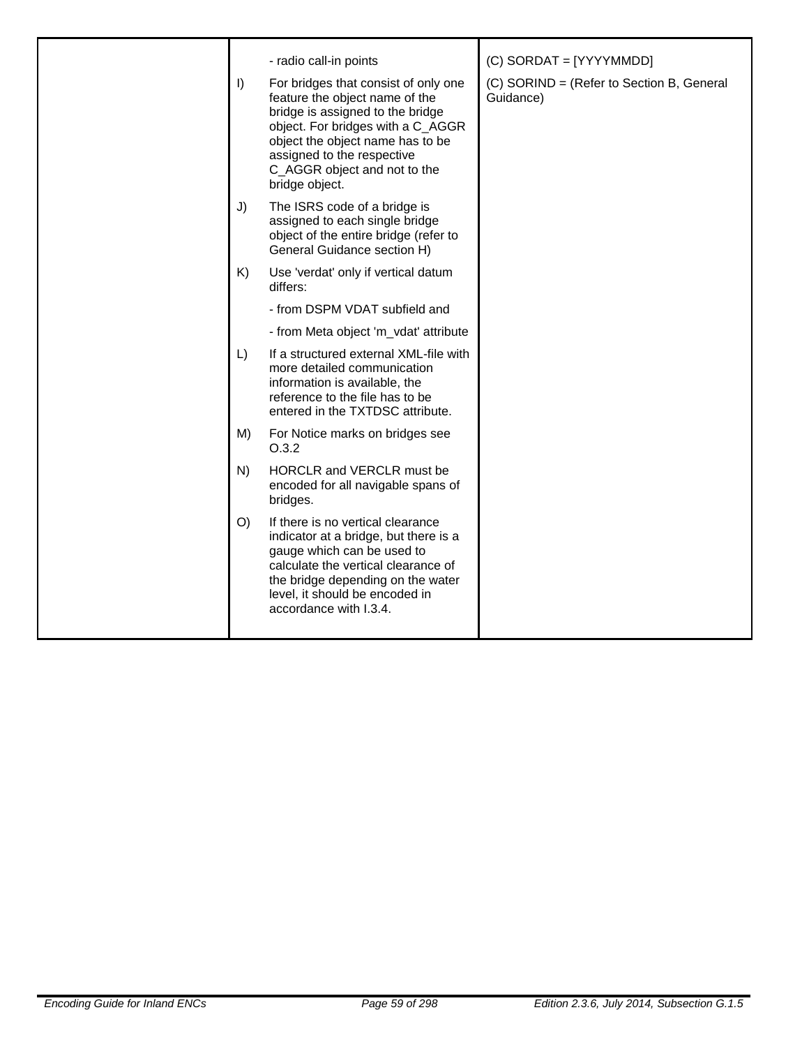| | | |
|---|---|---|
| | - radio call-in points | (C) SORDAT = [YYYYMMDD] |
| | I) For bridges that consist of only one feature the object name of the bridge is assigned to the bridge object. For bridges with a C_AGGR object the object name has to be assigned to the respective C_AGGR object and not to the bridge object. | (C) SORIND = (Refer to Section B, General Guidance) |
| | J) The ISRS code of a bridge is assigned to each single bridge object of the entire bridge (refer to General Guidance section H) | |
| | K) Use 'verdat' only if vertical datum differs:<br>- from DSPM VDAT subfield and<br>- from Meta object 'm_vdat' attribute | |
| | L) If a structured external XML-file with more detailed communication information is available, the reference to the file has to be entered in the TXTDSC attribute. | |
| | M) For Notice marks on bridges see O.3.2 | |
| | N) HORCLR and VERCLR must be encoded for all navigable spans of bridges. | |
| | O) If there is no vertical clearance indicator at a bridge, but there is a gauge which can be used to calculate the vertical clearance of the bridge depending on the water level, it should be encoded in accordance with I.3.4. | |